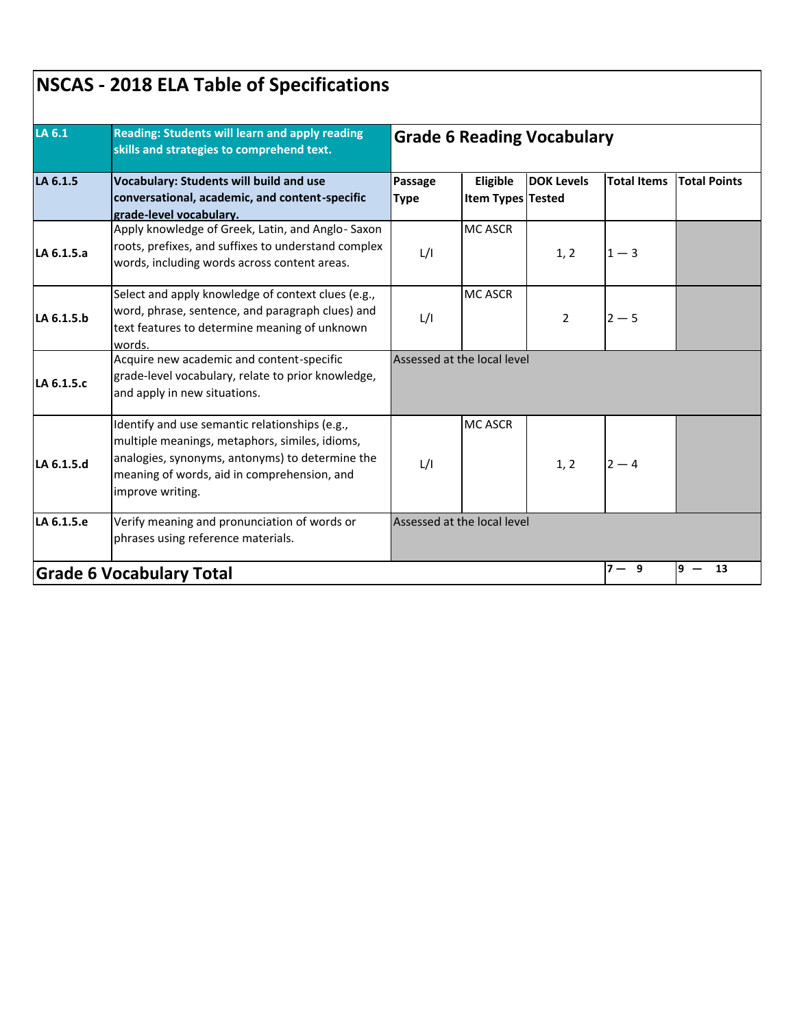# NSCAS - 2018 ELA Table of Specifications

| LA 6.1 | Reading: Students will learn and apply reading skills and strategies to comprehend text. | Grade 6 Reading Vocabulary | | | | |
|---|---|---|---|---|---|---|
| **LA 6.1.5** | **Vocabulary: Students will build and use conversational, academic, and content-specific grade-level vocabulary.** | **Passage Type** | **Eligible Item Types** | **DOK Levels Tested** | **Total Items** | **Total Points** |
| **LA 6.1.5.a** | Apply knowledge of Greek, Latin, and Anglo- Saxon roots, prefixes, and suffixes to understand complex words, including words across content areas. | L/I | MC ASCR | 1, 2 | 1 — 3 | |
| **LA 6.1.5.b** | Select and apply knowledge of context clues (e.g., word, phrase, sentence, and paragraph clues) and text features to determine meaning of unknown words. | L/I | MC ASCR | 2 | 2 — 5 | |
| **LA 6.1.5.c** | Acquire new academic and content-specific grade-level vocabulary, relate to prior knowledge, and apply in new situations. | Assessed at the local level | | | | |
| **LA 6.1.5.d** | Identify and use semantic relationships (e.g., multiple meanings, metaphors, similes, idioms, analogies, synonyms, antonyms) to determine the meaning of words, aid in comprehension, and improve writing. | L/I | MC ASCR | 1, 2 | 2 — 4 | |
| **LA 6.1.5.e** | Verify meaning and pronunciation of words or phrases using reference materials. | Assessed at the local level | | | | |
| **Grade 6 Vocabulary Total** | | | | | **7 — 9** | **9 — 13** |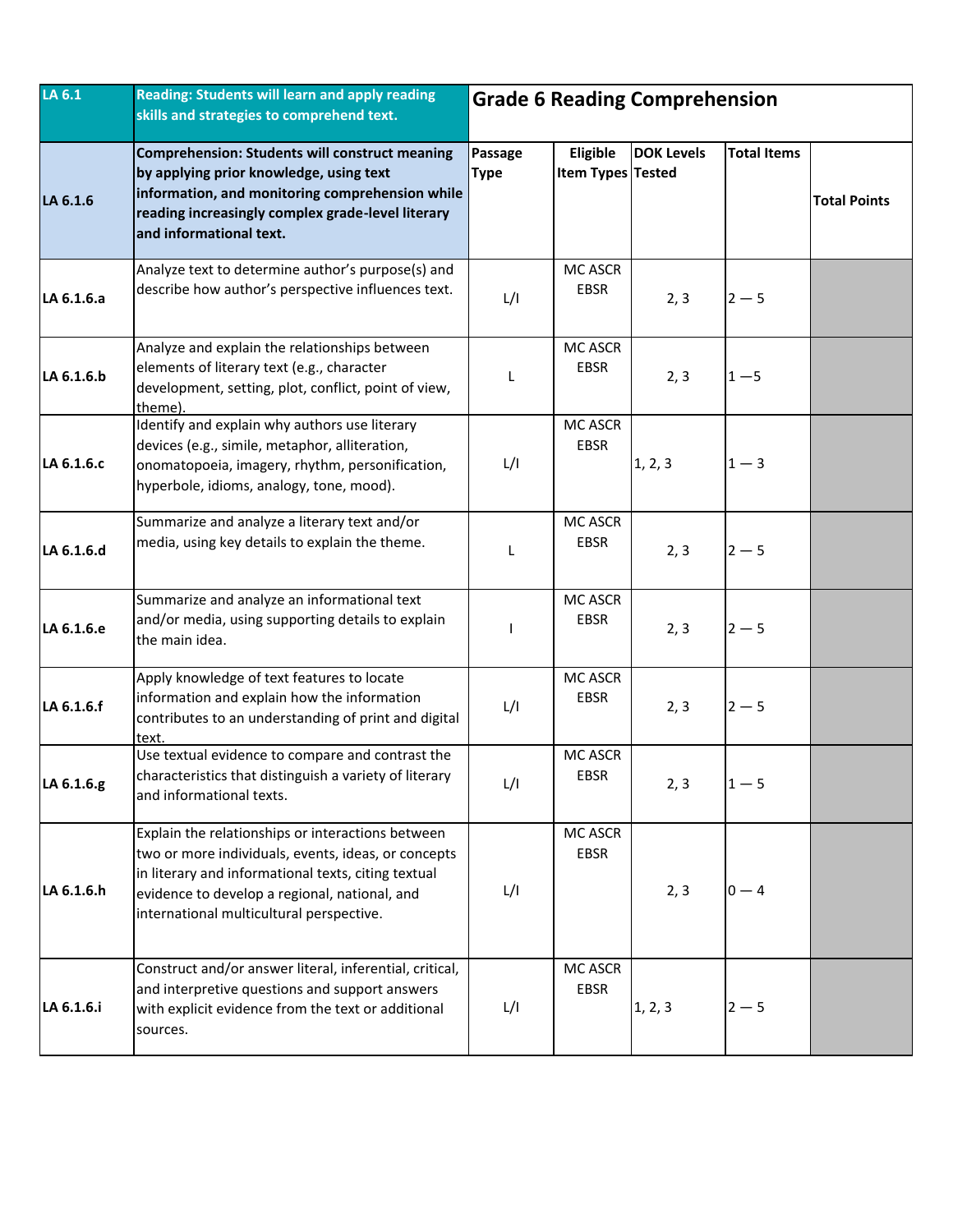| LA 6.1 | Reading: Students will learn and apply reading skills and strategies to comprehend text. | Grade 6 Reading Comprehension | | | | |
|---|---|---|---|---|---|---|
| **LA 6.1.6** | **Comprehension: Students will construct meaning by applying prior knowledge, using text information, and monitoring comprehension while reading increasingly complex grade-level literary and informational text.** | **Passage Type** | **Eligible Item Types** | **DOK Levels Tested** | **Total Items** | **Total Points** |
| **LA 6.1.6.a** | Analyze text to determine author's purpose(s) and describe how author's perspective influences text. | L/I | MC ASCR EBSR | 2, 3 | 2 — 5 | |
| **LA 6.1.6.b** | Analyze and explain the relationships between elements of literary text (e.g., character development, setting, plot, conflict, point of view, theme). | L | MC ASCR EBSR | 2, 3 | 1 —5 | |
| **LA 6.1.6.c** | Identify and explain why authors use literary devices (e.g., simile, metaphor, alliteration, onomatopoeia, imagery, rhythm, personification, hyperbole, idioms, analogy, tone, mood). | L/I | MC ASCR EBSR | 1, 2, 3 | 1 — 3 | |
| **LA 6.1.6.d** | Summarize and analyze a literary text and/or media, using key details to explain the theme. | L | MC ASCR EBSR | 2, 3 | 2 — 5 | |
| **LA 6.1.6.e** | Summarize and analyze an informational text and/or media, using supporting details to explain the main idea. | I | MC ASCR EBSR | 2, 3 | 2 — 5 | |
| **LA 6.1.6.f** | Apply knowledge of text features to locate information and explain how the information contributes to an understanding of print and digital text. | L/I | MC ASCR EBSR | 2, 3 | 2 — 5 | |
| **LA 6.1.6.g** | Use textual evidence to compare and contrast the characteristics that distinguish a variety of literary and informational texts. | L/I | MC ASCR EBSR | 2, 3 | 1 — 5 | |
| **LA 6.1.6.h** | Explain the relationships or interactions between two or more individuals, events, ideas, or concepts in literary and informational texts, citing textual evidence to develop a regional, national, and international multicultural perspective. | L/I | MC ASCR EBSR | 2, 3 | 0 — 4 | |
| **LA 6.1.6.i** | Construct and/or answer literal, inferential, critical, and interpretive questions and support answers with explicit evidence from the text or additional sources. | L/I | MC ASCR EBSR | 1, 2, 3 | 2 — 5 | |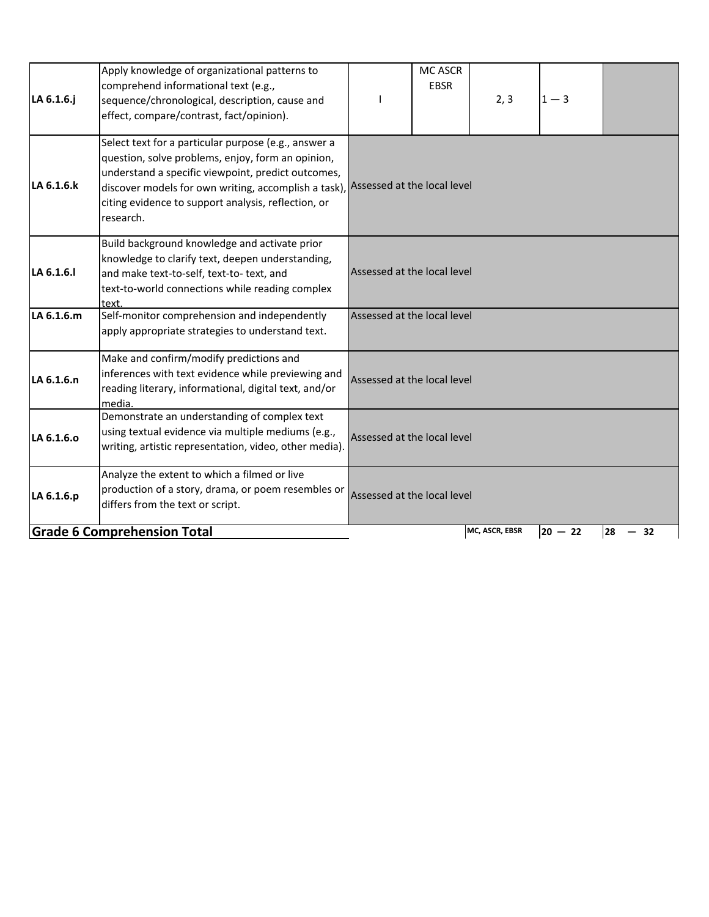| | | | | | | |
|---|---|---|---|---|---|---|
| LA 6.1.6.j | Apply knowledge of organizational patterns to comprehend informational text (e.g., sequence/chronological, description, cause and effect, compare/contrast, fact/opinion). | I | MC ASCR EBSR | 2, 3 | 1 — 3 | |
| LA 6.1.6.k | Select text for a particular purpose (e.g., answer a question, solve problems, enjoy, form an opinion, understand a specific viewpoint, predict outcomes, discover models for own writing, accomplish a task), citing evidence to support analysis, reflection, or research. | Assessed at the local level | | | | |
| LA 6.1.6.l | Build background knowledge and activate prior knowledge to clarify text, deepen understanding, and make text-to-self, text-to- text, and text-to-world connections while reading complex text. | Assessed at the local level | | | | |
| LA 6.1.6.m | Self-monitor comprehension and independently apply appropriate strategies to understand text. | Assessed at the local level | | | | |
| LA 6.1.6.n | Make and confirm/modify predictions and inferences with text evidence while previewing and reading literary, informational, digital text, and/or media. | Assessed at the local level | | | | |
| LA 6.1.6.o | Demonstrate an understanding of complex text using textual evidence via multiple mediums (e.g., writing, artistic representation, video, other media). | Assessed at the local level | | | | |
| LA 6.1.6.p | Analyze the extent to which a filmed or live production of a story, drama, or poem resembles or differs from the text or script. | Assessed at the local level | | | | |
| **Grade 6 Comprehension Total** | | | | **MC, ASCR, EBSR** | **20 — 22** | **28 — 32** |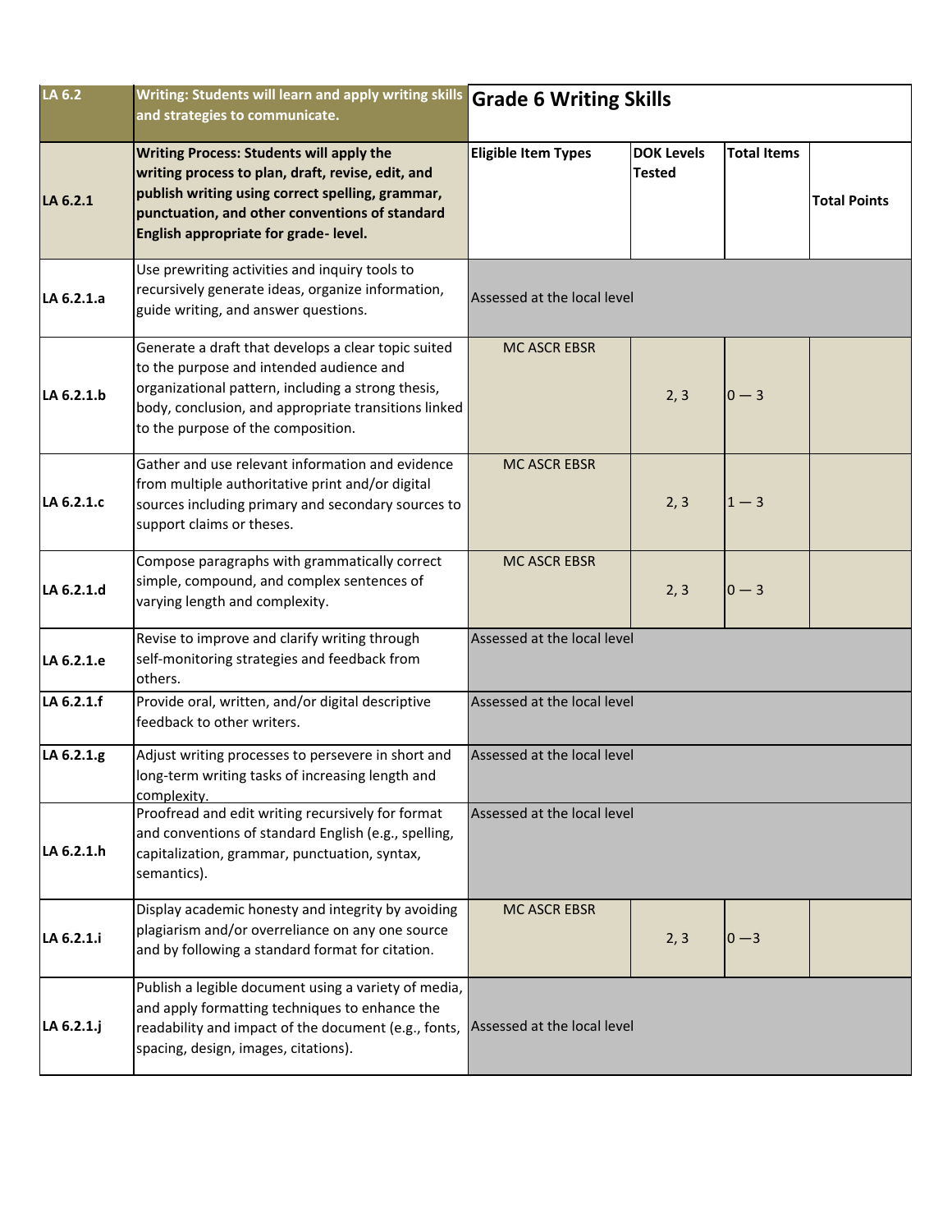| LA 6.2 | **Writing: Students will learn and apply writing skills and strategies to communicate.** | **Grade 6 Writing Skills** | | | |
|---|---|---|---|---|---|
| **LA 6.2.1** | **Writing Process: Students will apply the writing process to plan, draft, revise, edit, and publish writing using correct spelling, grammar, punctuation, and other conventions of standard English appropriate for grade- level.** | **Eligible Item Types** | **DOK Levels Tested** | **Total Items** | **Total Points** |
| **LA 6.2.1.a** | Use prewriting activities and inquiry tools to recursively generate ideas, organize information, guide writing, and answer questions. | Assessed at the local level | | | |
| **LA 6.2.1.b** | Generate a draft that develops a clear topic suited to the purpose and intended audience and organizational pattern, including a strong thesis, body, conclusion, and appropriate transitions linked to the purpose of the composition. | MC ASCR EBSR | 2, 3 | 0 — 3 | |
| **LA 6.2.1.c** | Gather and use relevant information and evidence from multiple authoritative print and/or digital sources including primary and secondary sources to support claims or theses. | MC ASCR EBSR | 2, 3 | 1 — 3 | |
| **LA 6.2.1.d** | Compose paragraphs with grammatically correct simple, compound, and complex sentences of varying length and complexity. | MC ASCR EBSR | 2, 3 | 0 — 3 | |
| **LA 6.2.1.e** | Revise to improve and clarify writing through self-monitoring strategies and feedback from others. | Assessed at the local level | | | |
| **LA 6.2.1.f** | Provide oral, written, and/or digital descriptive feedback to other writers. | Assessed at the local level | | | |
| **LA 6.2.1.g** | Adjust writing processes to persevere in short and long-term writing tasks of increasing length and complexity. | Assessed at the local level | | | |
| **LA 6.2.1.h** | Proofread and edit writing recursively for format and conventions of standard English (e.g., spelling, capitalization, grammar, punctuation, syntax, semantics). | Assessed at the local level | | | |
| **LA 6.2.1.i** | Display academic honesty and integrity by avoiding plagiarism and/or overreliance on any one source and by following a standard format for citation. | MC ASCR EBSR | 2, 3 | 0 —3 | |
| **LA 6.2.1.j** | Publish a legible document using a variety of media, and apply formatting techniques to enhance the readability and impact of the document (e.g., fonts, spacing, design, images, citations). | Assessed at the local level | | | |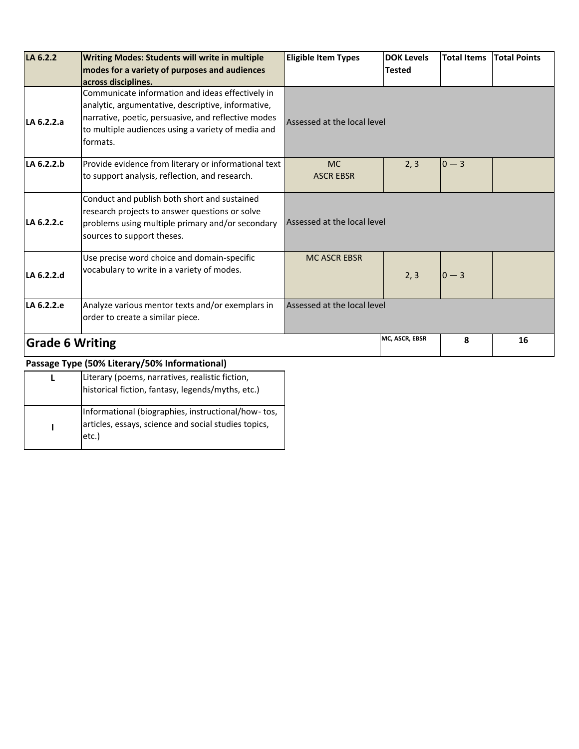| LA 6.2.2 | **Writing Modes: Students will write in multiple modes for a variety of purposes and audiences across disciplines.** | Eligible Item Types | DOK Levels Tested | Total Items | Total Points |
|---|---|---|---|---|---|
| LA 6.2.2.a | Communicate information and ideas effectively in analytic, argumentative, descriptive, informative, narrative, poetic, persuasive, and reflective modes to multiple audiences using a variety of media and formats. | Assessed at the local level | | | |
| LA 6.2.2.b | Provide evidence from literary or informational text to support analysis, reflection, and research. | MC ASCR EBSR | 2, 3 | 0 — 3 | |
| LA 6.2.2.c | Conduct and publish both short and sustained research projects to answer questions or solve problems using multiple primary and/or secondary sources to support theses. | Assessed at the local level | | | |
| LA 6.2.2.d | Use precise word choice and domain-specific vocabulary to write in a variety of modes. | MC ASCR EBSR | 2, 3 | 0 — 3 | |
| LA 6.2.2.e | Analyze various mentor texts and/or exemplars in order to create a similar piece. | Assessed at the local level | | | |
| **Grade 6 Writing** | | | MC, ASCR, EBSR | 8 | 16 |

**Passage Type (50% Literary/50% Informational)**

| | |
|---|---|
| L | Literary (poems, narratives, realistic fiction, historical fiction, fantasy, legends/myths, etc.) |
| I | Informational (biographies, instructional/how- tos, articles, essays, science and social studies topics, etc.) |